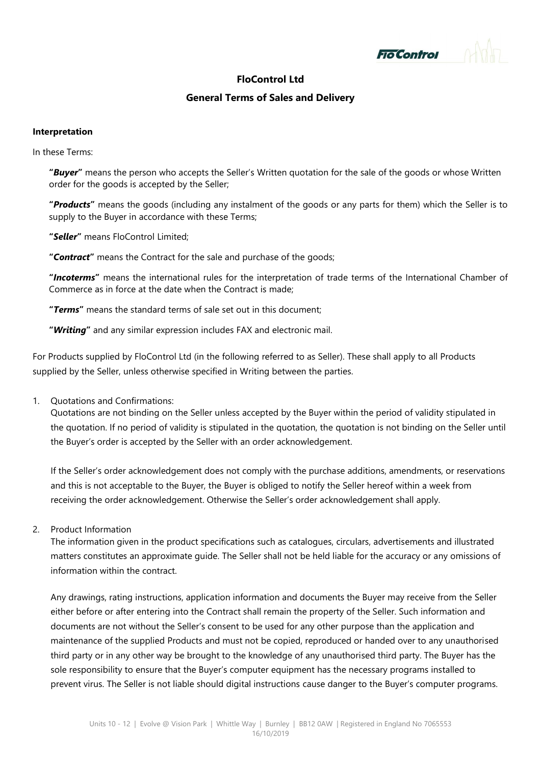# FloControl Ltd

## General Terms of Sales and Delivery

**Interpretation**

In these Terms:

**"*Buyer*"** means the person who accepts the Seller's Written quotation for the sale of the goods or whose Written order for the goods is accepted by the Seller;

**"*Products*"** means the goods (including any instalment of the goods or any parts for them) which the Seller is to supply to the Buyer in accordance with these Terms;

**"*Seller*"** means FloControl Limited;

**"*Contract*"** means the Contract for the sale and purchase of the goods;

**"*Incoterms*"** means the international rules for the interpretation of trade terms of the International Chamber of Commerce as in force at the date when the Contract is made;

**"*Terms*"** means the standard terms of sale set out in this document;

**"*Writing*"** and any similar expression includes FAX and electronic mail.

For Products supplied by FloControl Ltd (in the following referred to as Seller). These shall apply to all Products supplied by the Seller, unless otherwise specified in Writing between the parties.

1. Quotations and Confirmations:
   Quotations are not binding on the Seller unless accepted by the Buyer within the period of validity stipulated in the quotation. If no period of validity is stipulated in the quotation, the quotation is not binding on the Seller until the Buyer's order is accepted by the Seller with an order acknowledgement.

   If the Seller's order acknowledgement does not comply with the purchase additions, amendments, or reservations and this is not acceptable to the Buyer, the Buyer is obliged to notify the Seller hereof within a week from receiving the order acknowledgement. Otherwise the Seller's order acknowledgement shall apply.

2. Product Information
   The information given in the product specifications such as catalogues, circulars, advertisements and illustrated matters constitutes an approximate guide. The Seller shall not be held liable for the accuracy or any omissions of information within the contract.

   Any drawings, rating instructions, application information and documents the Buyer may receive from the Seller either before or after entering into the Contract shall remain the property of the Seller. Such information and documents are not without the Seller's consent to be used for any other purpose than the application and maintenance of the supplied Products and must not be copied, reproduced or handed over to any unauthorised third party or in any other way be brought to the knowledge of any unauthorised third party. The Buyer has the sole responsibility to ensure that the Buyer's computer equipment has the necessary programs installed to prevent virus. The Seller is not liable should digital instructions cause danger to the Buyer's computer programs.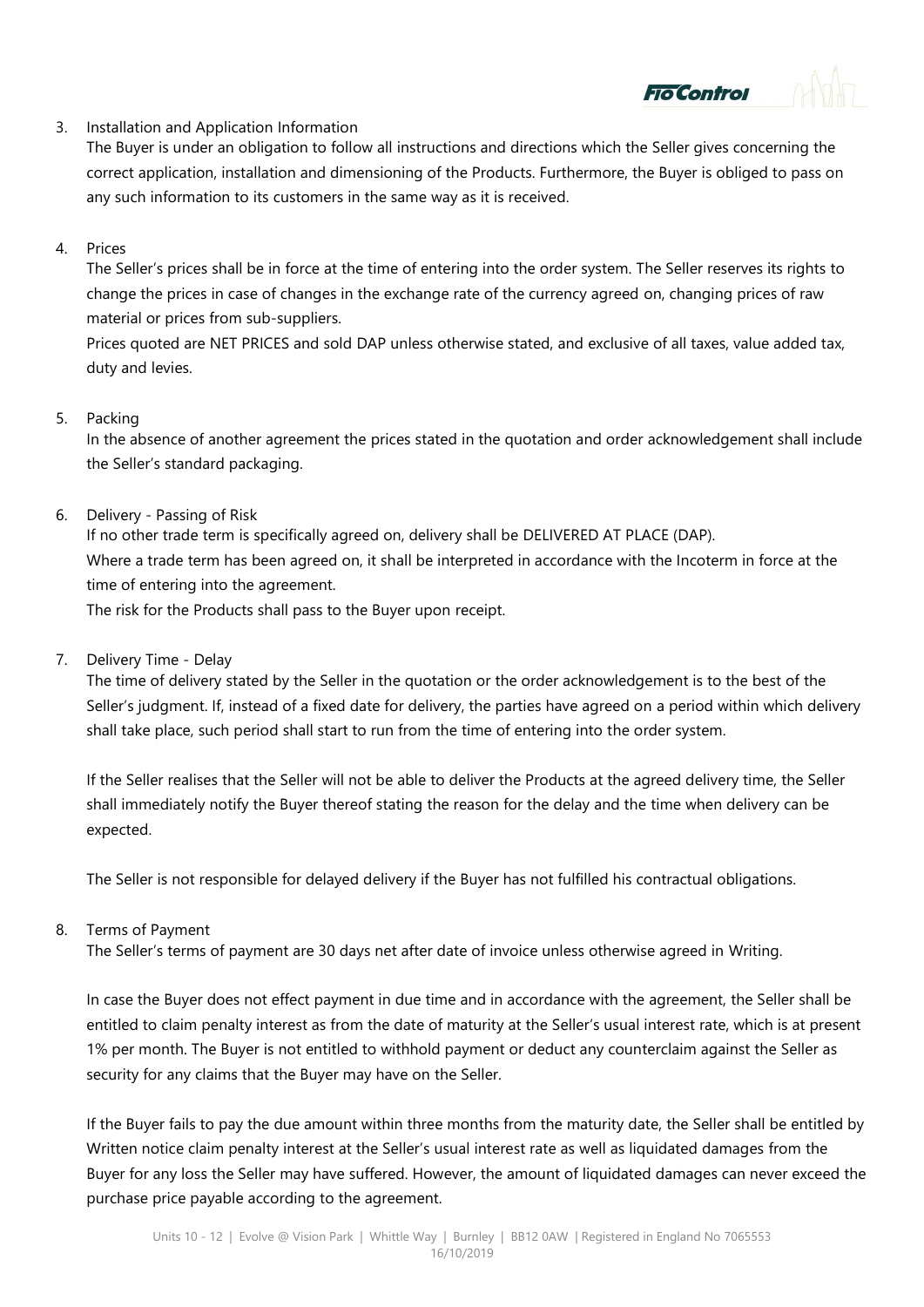3. Installation and Application Information

   The Buyer is under an obligation to follow all instructions and directions which the Seller gives concerning the correct application, installation and dimensioning of the Products. Furthermore, the Buyer is obliged to pass on any such information to its customers in the same way as it is received.

4. Prices

   The Seller's prices shall be in force at the time of entering into the order system. The Seller reserves its rights to change the prices in case of changes in the exchange rate of the currency agreed on, changing prices of raw material or prices from sub-suppliers.

   Prices quoted are NET PRICES and sold DAP unless otherwise stated, and exclusive of all taxes, value added tax, duty and levies.

5. Packing

   In the absence of another agreement the prices stated in the quotation and order acknowledgement shall include the Seller's standard packaging.

6. Delivery - Passing of Risk

   If no other trade term is specifically agreed on, delivery shall be DELIVERED AT PLACE (DAP).

   Where a trade term has been agreed on, it shall be interpreted in accordance with the Incoterm in force at the time of entering into the agreement.

   The risk for the Products shall pass to the Buyer upon receipt.

7. Delivery Time - Delay

   The time of delivery stated by the Seller in the quotation or the order acknowledgement is to the best of the Seller's judgment. If, instead of a fixed date for delivery, the parties have agreed on a period within which delivery shall take place, such period shall start to run from the time of entering into the order system.

   If the Seller realises that the Seller will not be able to deliver the Products at the agreed delivery time, the Seller shall immediately notify the Buyer thereof stating the reason for the delay and the time when delivery can be expected.

   The Seller is not responsible for delayed delivery if the Buyer has not fulfilled his contractual obligations.

8. Terms of Payment

   The Seller's terms of payment are 30 days net after date of invoice unless otherwise agreed in Writing.

   In case the Buyer does not effect payment in due time and in accordance with the agreement, the Seller shall be entitled to claim penalty interest as from the date of maturity at the Seller's usual interest rate, which is at present 1% per month. The Buyer is not entitled to withhold payment or deduct any counterclaim against the Seller as security for any claims that the Buyer may have on the Seller.

   If the Buyer fails to pay the due amount within three months from the maturity date, the Seller shall be entitled by Written notice claim penalty interest at the Seller's usual interest rate as well as liquidated damages from the Buyer for any loss the Seller may have suffered. However, the amount of liquidated damages can never exceed the purchase price payable according to the agreement.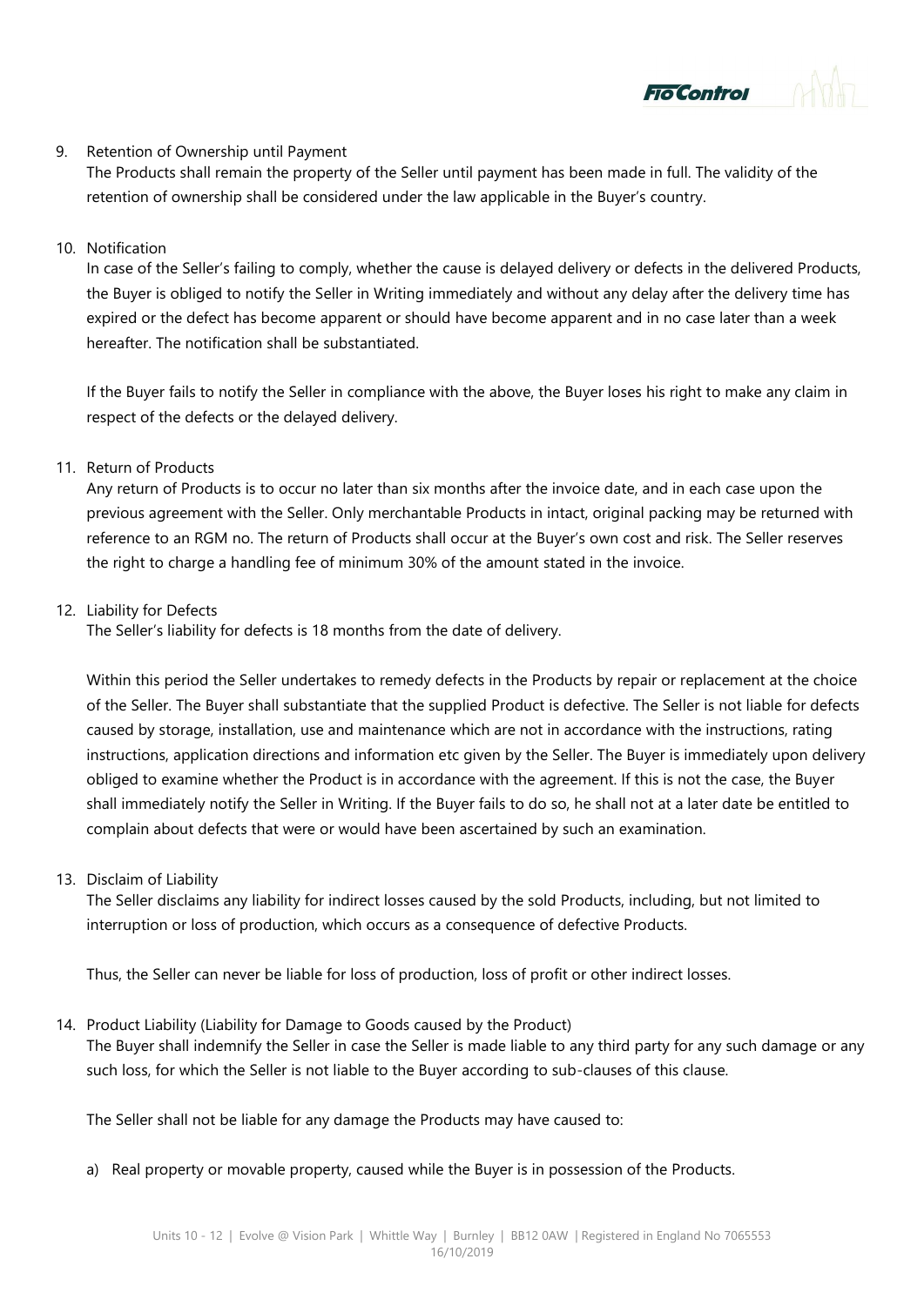9. Retention of Ownership until Payment

   The Products shall remain the property of the Seller until payment has been made in full. The validity of the retention of ownership shall be considered under the law applicable in the Buyer's country.

10. Notification

    In case of the Seller's failing to comply, whether the cause is delayed delivery or defects in the delivered Products, the Buyer is obliged to notify the Seller in Writing immediately and without any delay after the delivery time has expired or the defect has become apparent or should have become apparent and in no case later than a week hereafter. The notification shall be substantiated.

    If the Buyer fails to notify the Seller in compliance with the above, the Buyer loses his right to make any claim in respect of the defects or the delayed delivery.

11. Return of Products

    Any return of Products is to occur no later than six months after the invoice date, and in each case upon the previous agreement with the Seller. Only merchantable Products in intact, original packing may be returned with reference to an RGM no. The return of Products shall occur at the Buyer's own cost and risk. The Seller reserves the right to charge a handling fee of minimum 30% of the amount stated in the invoice.

12. Liability for Defects

    The Seller's liability for defects is 18 months from the date of delivery.

    Within this period the Seller undertakes to remedy defects in the Products by repair or replacement at the choice of the Seller. The Buyer shall substantiate that the supplied Product is defective. The Seller is not liable for defects caused by storage, installation, use and maintenance which are not in accordance with the instructions, rating instructions, application directions and information etc given by the Seller. The Buyer is immediately upon delivery obliged to examine whether the Product is in accordance with the agreement. If this is not the case, the Buyer shall immediately notify the Seller in Writing. If the Buyer fails to do so, he shall not at a later date be entitled to complain about defects that were or would have been ascertained by such an examination.

13. Disclaim of Liability

    The Seller disclaims any liability for indirect losses caused by the sold Products, including, but not limited to interruption or loss of production, which occurs as a consequence of defective Products.

    Thus, the Seller can never be liable for loss of production, loss of profit or other indirect losses.

14. Product Liability (Liability for Damage to Goods caused by the Product)

    The Buyer shall indemnify the Seller in case the Seller is made liable to any third party for any such damage or any such loss, for which the Seller is not liable to the Buyer according to sub-clauses of this clause.

    The Seller shall not be liable for any damage the Products may have caused to:

    a) Real property or movable property, caused while the Buyer is in possession of the Products.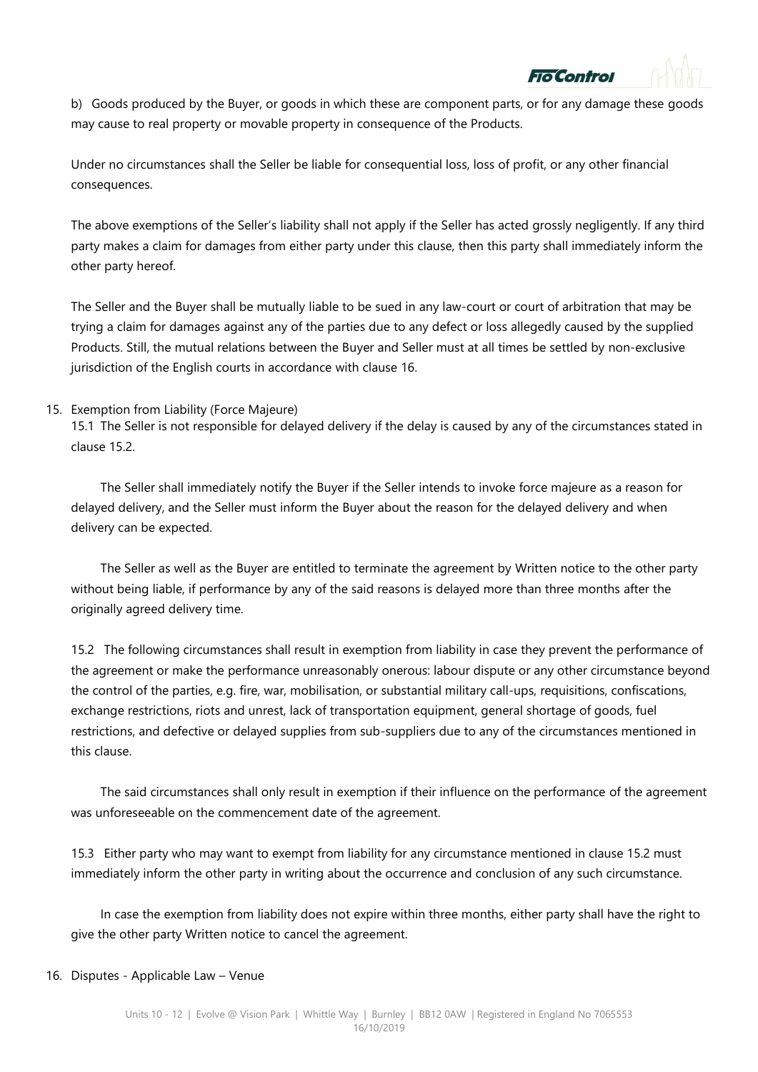b) Goods produced by the Buyer, or goods in which these are component parts, or for any damage these goods may cause to real property or movable property in consequence of the Products.

Under no circumstances shall the Seller be liable for consequential loss, loss of profit, or any other financial consequences.

The above exemptions of the Seller's liability shall not apply if the Seller has acted grossly negligently. If any third party makes a claim for damages from either party under this clause, then this party shall immediately inform the other party hereof.

The Seller and the Buyer shall be mutually liable to be sued in any law-court or court of arbitration that may be trying a claim for damages against any of the parties due to any defect or loss allegedly caused by the supplied Products. Still, the mutual relations between the Buyer and Seller must at all times be settled by non-exclusive jurisdiction of the English courts in accordance with clause 16.

15. Exemption from Liability (Force Majeure)

15.1 The Seller is not responsible for delayed delivery if the delay is caused by any of the circumstances stated in clause 15.2.

The Seller shall immediately notify the Buyer if the Seller intends to invoke force majeure as a reason for delayed delivery, and the Seller must inform the Buyer about the reason for the delayed delivery and when delivery can be expected.

The Seller as well as the Buyer are entitled to terminate the agreement by Written notice to the other party without being liable, if performance by any of the said reasons is delayed more than three months after the originally agreed delivery time.

15.2 The following circumstances shall result in exemption from liability in case they prevent the performance of the agreement or make the performance unreasonably onerous: labour dispute or any other circumstance beyond the control of the parties, e.g. fire, war, mobilisation, or substantial military call-ups, requisitions, confiscations, exchange restrictions, riots and unrest, lack of transportation equipment, general shortage of goods, fuel restrictions, and defective or delayed supplies from sub-suppliers due to any of the circumstances mentioned in this clause.

The said circumstances shall only result in exemption if their influence on the performance of the agreement was unforeseeable on the commencement date of the agreement.

15.3 Either party who may want to exempt from liability for any circumstance mentioned in clause 15.2 must immediately inform the other party in writing about the occurrence and conclusion of any such circumstance.

In case the exemption from liability does not expire within three months, either party shall have the right to give the other party Written notice to cancel the agreement.

16. Disputes - Applicable Law – Venue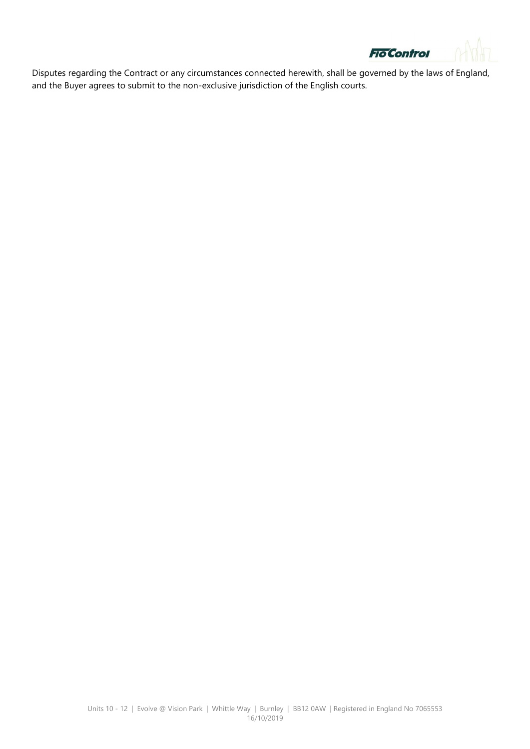Disputes regarding the Contract or any circumstances connected herewith, shall be governed by the laws of England, and the Buyer agrees to submit to the non-exclusive jurisdiction of the English courts.